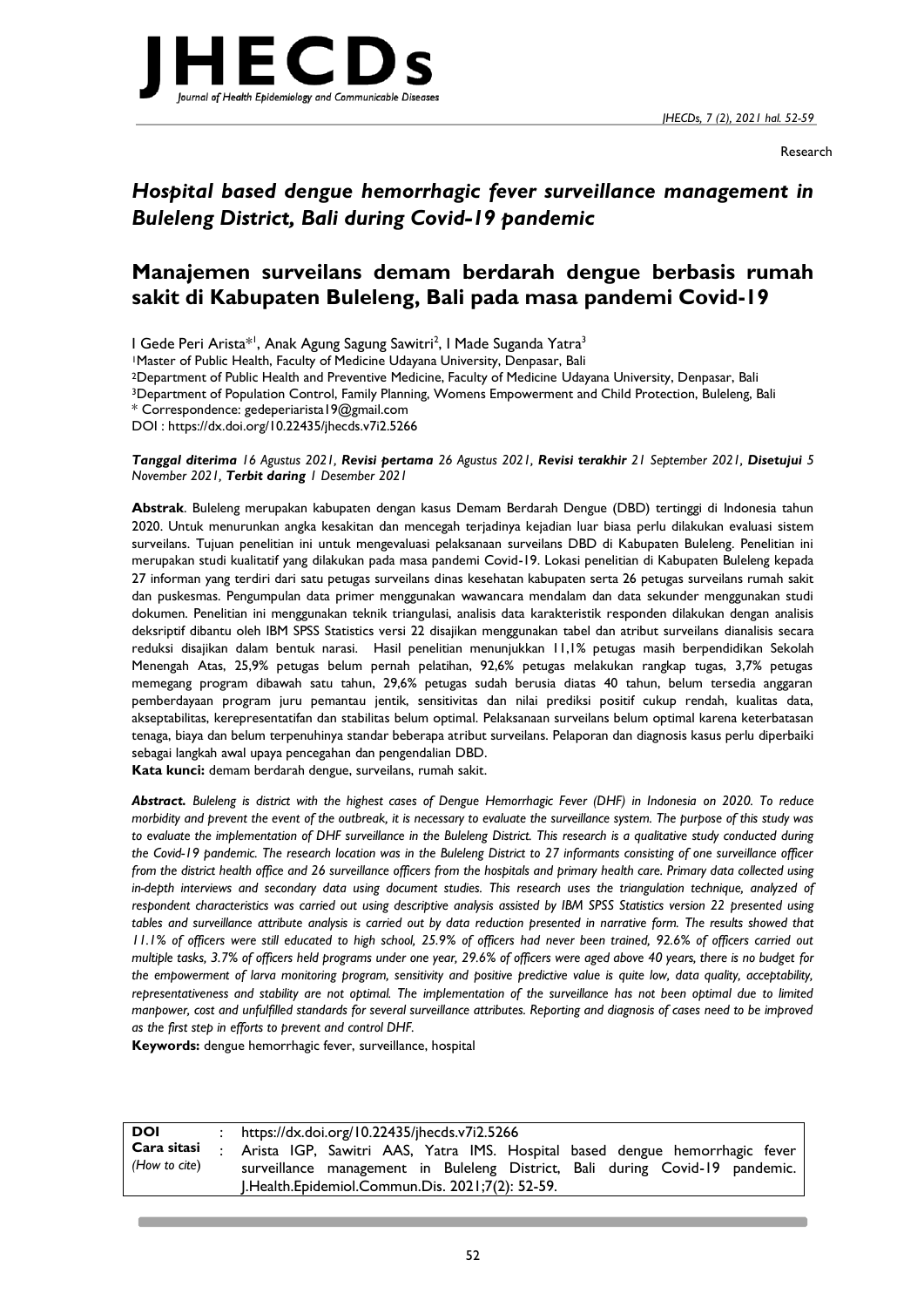Research

# *Hospital based dengue hemorrhagic fever surveillance management in Buleleng District, Bali during Covid-19 pandemic*

# Manajemen surveilans demam berdarah dengue berbasis rumah sakit di Kabupaten Buleleng, Bali pada masa pandemi Covid-19

I Gede Peri Arista*[1], Anak Agung Sagung Sawitri[2], I Made Suganda Yatra[3]

[1]Master of Public Health, Faculty of Medicine Udayana University, Denpasar, Bali

[2]Department of Public Health and Preventive Medicine, Faculty of Medicine Udayana University, Denpasar, Bali

[3]Department of Population Control, Family Planning, Womens Empowerment and Child Protection, Buleleng, Bali

\* Correspondence: gedeperiarista19@gmail.com

DOI : https://dx.doi.org/10.22435/jhecds.v7i2.5266

***Tanggal diterima** 16 Agustus 2021, **Revisi pertama** 26 Agustus 2021, **Revisi terakhir** 21 September 2021, **Disetujui** 5 November 2021, **Terbit daring** 1 Desember 2021*

**Abstrak**. Buleleng merupakan kabupaten dengan kasus Demam Berdarah Dengue (DBD) tertinggi di Indonesia tahun 2020. Untuk menurunkan angka kesakitan dan mencegah terjadinya kejadian luar biasa perlu dilakukan evaluasi sistem surveilans. Tujuan penelitian ini untuk mengevaluasi pelaksanaan surveilans DBD di Kabupaten Buleleng. Penelitian ini merupakan studi kualitatif yang dilakukan pada masa pandemi Covid-19. Lokasi penelitian di Kabupaten Buleleng kepada 27 informan yang terdiri dari satu petugas surveilans dinas kesehatan kabupaten serta 26 petugas surveilans rumah sakit dan puskesmas. Pengumpulan data primer menggunakan wawancara mendalam dan data sekunder menggunakan studi dokumen. Penelitian ini menggunakan teknik triangulasi, analisis data karakteristik responden dilakukan dengan analisis deskriptif dibantu oleh IBM SPSS Statistics versi 22 disajikan menggunakan tabel dan atribut surveilans dianalisis secara reduksi disajikan dalam bentuk narasi. Hasil penelitian menunjukkan 11,1% petugas masih berpendidikan Sekolah Menengah Atas, 25,9% petugas belum pernah pelatihan, 92,6% petugas melakukan rangkap tugas, 3,7% petugas memegang program dibawah satu tahun, 29,6% petugas sudah berusia diatas 40 tahun, belum tersedia anggaran pemberdayaan program juru pemantau jentik, sensitivitas dan nilai prediksi positif cukup rendah, kualitas data, akseptabilitas, kerepresentatifan dan stabilitas belum optimal. Pelaksanaan surveilans belum optimal karena keterbatasan tenaga, biaya dan belum terpenuhinya standar beberapa atribut surveilans. Pelaporan dan diagnosis kasus perlu diperbaiki sebagai langkah awal upaya pencegahan dan pengendalian DBD.

**Kata kunci:** demam berdarah dengue, surveilans, rumah sakit.

***Abstract.*** *Buleleng is district with the highest cases of Dengue Hemorrhagic Fever (DHF) in Indonesia on 2020. To reduce morbidity and prevent the event of the outbreak, it is necessary to evaluate the surveillance system. The purpose of this study was to evaluate the implementation of DHF surveillance in the Buleleng District. This research is a qualitative study conducted during the Covid-19 pandemic. The research location was in the Buleleng District to 27 informants consisting of one surveillance officer from the district health office and 26 surveillance officers from the hospitals and primary health care. Primary data collected using in-depth interviews and secondary data using document studies. This research uses the triangulation technique, analyzed of respondent characteristics was carried out using descriptive analysis assisted by IBM SPSS Statistics version 22 presented using tables and surveillance attribute analysis is carried out by data reduction presented in narrative form. The results showed that 11.1% of officers were still educated to high school, 25.9% of officers had never been trained, 92.6% of officers carried out multiple tasks, 3.7% of officers held programs under one year, 29.6% of officers were aged above 40 years, there is no budget for the empowerment of larva monitoring program, sensitivity and positive predictive value is quite low, data quality, acceptability, representativeness and stability are not optimal. The implementation of the surveillance has not been optimal due to limited manpower, cost and unfulfilled standards for several surveillance attributes. Reporting and diagnosis of cases need to be improved as the first step in efforts to prevent and control DHF.*

**Keywords:** dengue hemorrhagic fever, surveillance, hospital

| | | |
|---|---|---|
| **DOI** | : | https://dx.doi.org/10.22435/jhecds.v7i2.5266 |
| **Cara sitasi** *(How to cite)* | : | Arista IGP, Sawitri AAS, Yatra IMS. Hospital based dengue hemorrhagic fever surveillance management in Buleleng District, Bali during Covid-19 pandemic. J.Health.Epidemiol.Commun.Dis. 2021;7(2): 52-59. |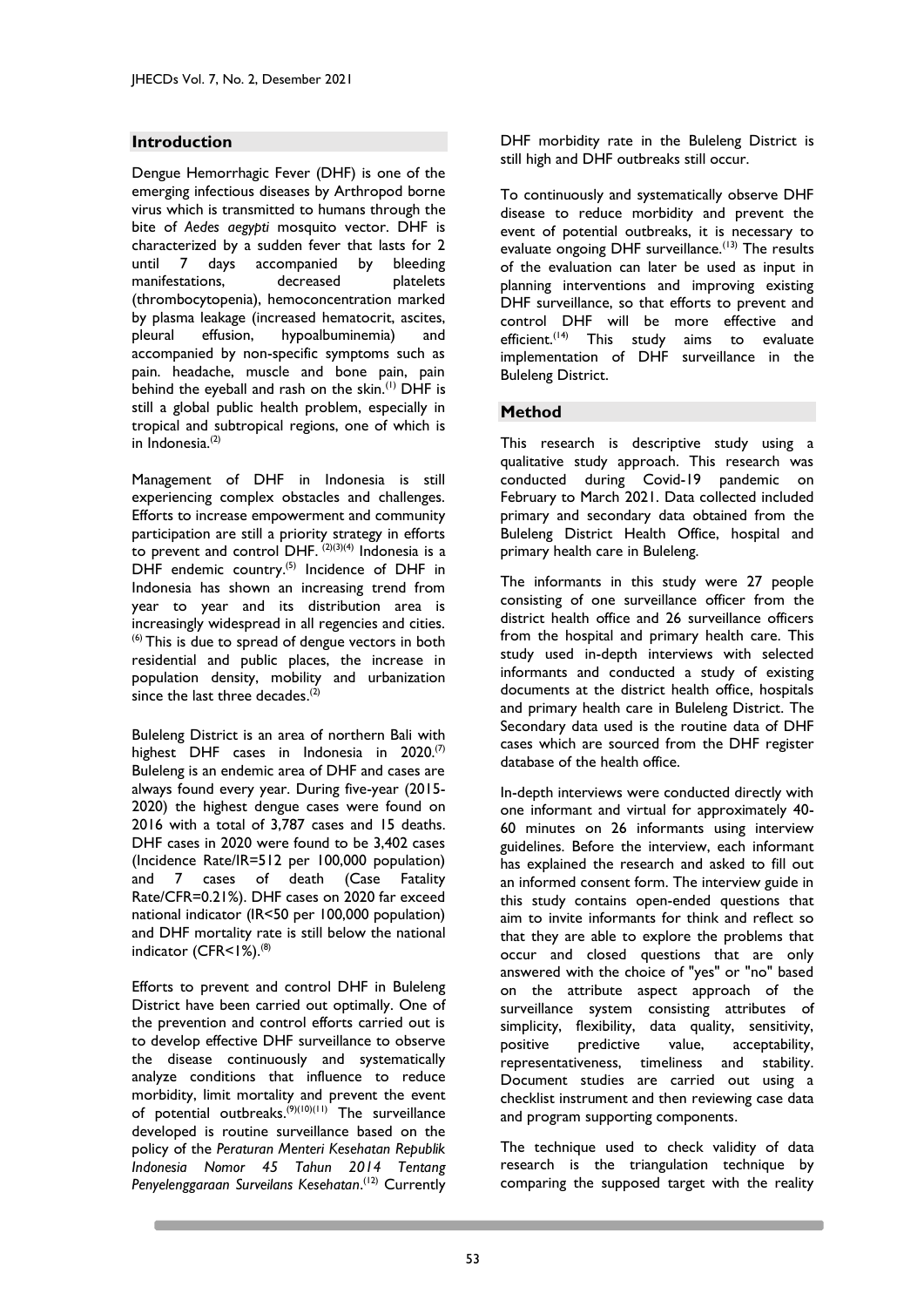## Introduction

Dengue Hemorrhagic Fever (DHF) is one of the emerging infectious diseases by Arthropod borne virus which is transmitted to humans through the bite of *Aedes aegypti* mosquito vector. DHF is characterized by a sudden fever that lasts for 2 until 7 days accompanied by bleeding manifestations, decreased platelets (thrombocytopenia), hemoconcentration marked by plasma leakage (increased hematocrit, ascites, pleural effusion, hypoalbuminemia) and accompanied by non-specific symptoms such as pain. headache, muscle and bone pain, pain behind the eyeball and rash on the skin.[1] DHF is still a global public health problem, especially in tropical and subtropical regions, one of which is in Indonesia.[2]

Management of DHF in Indonesia is still experiencing complex obstacles and challenges. Efforts to increase empowerment and community participation are still a priority strategy in efforts to prevent and control DHF. [2][3][4] Indonesia is a DHF endemic country.[5] Incidence of DHF in Indonesia has shown an increasing trend from year to year and its distribution area is increasingly widespread in all regencies and cities. [6] This is due to spread of dengue vectors in both residential and public places, the increase in population density, mobility and urbanization since the last three decades.[2]

Buleleng District is an area of northern Bali with highest DHF cases in Indonesia in 2020.[7] Buleleng is an endemic area of DHF and cases are always found every year. During five-year (2015-2020) the highest dengue cases were found on 2016 with a total of 3,787 cases and 15 deaths. DHF cases in 2020 were found to be 3,402 cases (Incidence Rate/IR=512 per 100,000 population) and 7 cases of death (Case Fatality Rate/CFR=0.21%). DHF cases on 2020 far exceed national indicator (IR<50 per 100,000 population) and DHF mortality rate is still below the national indicator (CFR<1%).[8]

Efforts to prevent and control DHF in Buleleng District have been carried out optimally. One of the prevention and control efforts carried out is to develop effective DHF surveillance to observe the disease continuously and systematically analyze conditions that influence to reduce morbidity, limit mortality and prevent the event of potential outbreaks.[9][10][11] The surveillance developed is routine surveillance based on the policy of the *Peraturan Menteri Kesehatan Republik Indonesia Nomor 45 Tahun 2014 Tentang Penyelenggaraan Surveilans Kesehatan*.[12] Currently DHF morbidity rate in the Buleleng District is still high and DHF outbreaks still occur.

To continuously and systematically observe DHF disease to reduce morbidity and prevent the event of potential outbreaks, it is necessary to evaluate ongoing DHF surveillance.[13] The results of the evaluation can later be used as input in planning interventions and improving existing DHF surveillance, so that efforts to prevent and control DHF will be more effective and efficient.[14] This study aims to evaluate implementation of DHF surveillance in the Buleleng District.

## Method

This research is descriptive study using a qualitative study approach. This research was conducted during Covid-19 pandemic on February to March 2021. Data collected included primary and secondary data obtained from the Buleleng District Health Office, hospital and primary health care in Buleleng.

The informants in this study were 27 people consisting of one surveillance officer from the district health office and 26 surveillance officers from the hospital and primary health care. This study used in-depth interviews with selected informants and conducted a study of existing documents at the district health office, hospitals and primary health care in Buleleng District. The Secondary data used is the routine data of DHF cases which are sourced from the DHF register database of the health office.

In-depth interviews were conducted directly with one informant and virtual for approximately 40-60 minutes on 26 informants using interview guidelines. Before the interview, each informant has explained the research and asked to fill out an informed consent form. The interview guide in this study contains open-ended questions that aim to invite informants for think and reflect so that they are able to explore the problems that occur and closed questions that are only answered with the choice of "yes" or "no" based on the attribute aspect approach of the surveillance system consisting attributes of simplicity, flexibility, data quality, sensitivity, positive predictive value, acceptability, representativeness, timeliness and stability. Document studies are carried out using a checklist instrument and then reviewing case data and program supporting components.

The technique used to check validity of data research is the triangulation technique by comparing the supposed target with the reality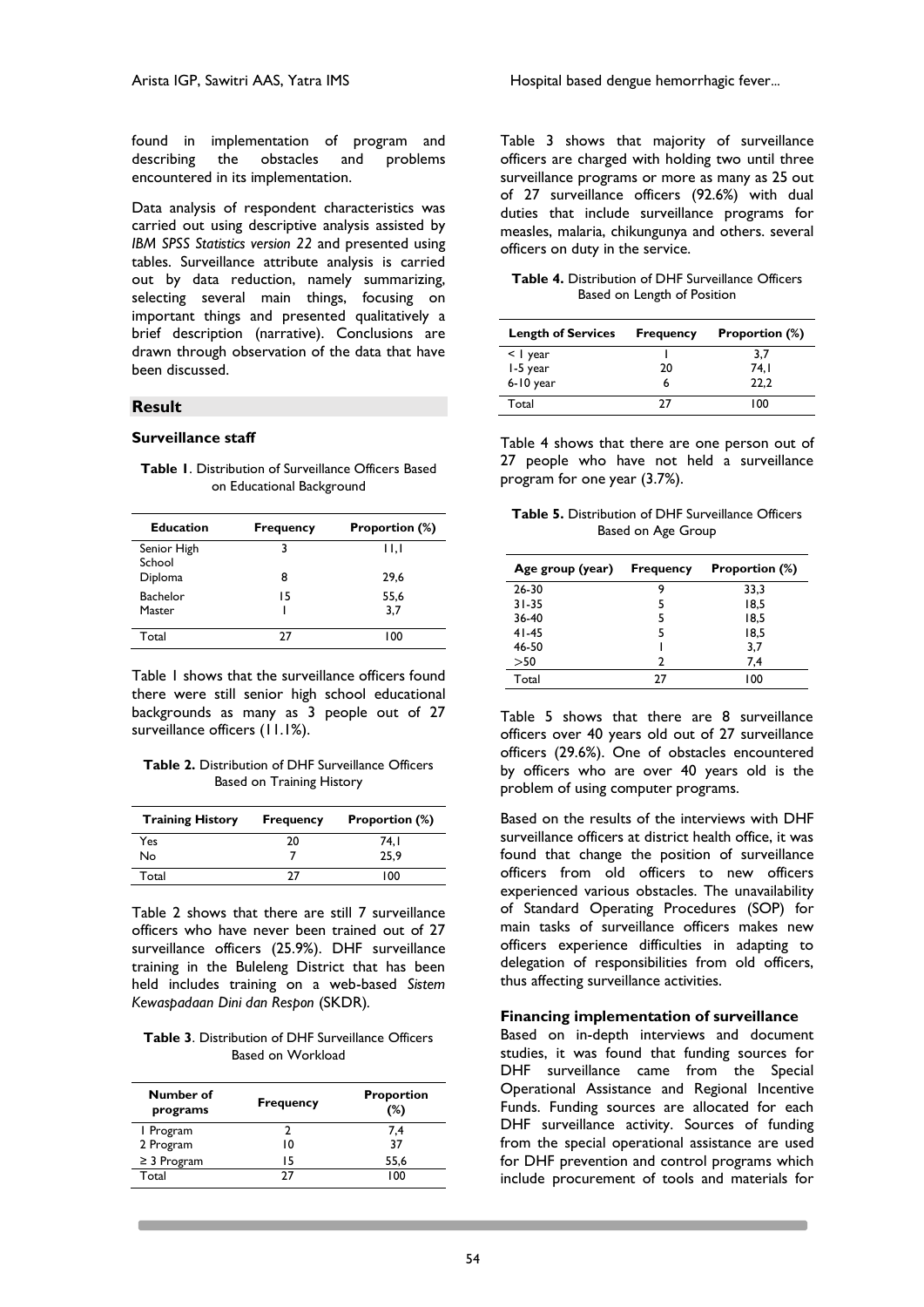found in implementation of program and describing the obstacles and problems encountered in its implementation.

Data analysis of respondent characteristics was carried out using descriptive analysis assisted by *IBM SPSS Statistics version 22* and presented using tables. Surveillance attribute analysis is carried out by data reduction, namely summarizing, selecting several main things, focusing on important things and presented qualitatively a brief description (narrative). Conclusions are drawn through observation of the data that have been discussed.

## Result

### Surveillance staff

**Table 1**. Distribution of Surveillance Officers Based on Educational Background

| Education | Frequency | Proportion (%) |
|---|---|---|
| Senior High School | 3 | 11,1 |
| Diploma | 8 | 29,6 |
| Bachelor | 15 | 55,6 |
| Master | 1 | 3,7 |
| Total | 27 | 100 |

Table 1 shows that the surveillance officers found there were still senior high school educational backgrounds as many as 3 people out of 27 surveillance officers (11.1%).

**Table 2.** Distribution of DHF Surveillance Officers Based on Training History

| Training History | Frequency | Proportion (%) |
|---|---|---|
| Yes | 20 | 74,1 |
| No | 7 | 25,9 |
| Total | 27 | 100 |

Table 2 shows that there are still 7 surveillance officers who have never been trained out of 27 surveillance officers (25.9%). DHF surveillance training in the Buleleng District that has been held includes training on a web-based *Sistem Kewaspadaan Dini dan Respon* (SKDR).

**Table 3**. Distribution of DHF Surveillance Officers Based on Workload

| Number of programs | Frequency | Proportion (%) |
|---|---|---|
| 1 Program | 2 | 7,4 |
| 2 Program | 10 | 37 |
| ≥ 3 Program | 15 | 55,6 |
| Total | 27 | 100 |

Table 3 shows that majority of surveillance officers are charged with holding two until three surveillance programs or more as many as 25 out of 27 surveillance officers (92.6%) with dual duties that include surveillance programs for measles, malaria, chikungunya and others. several officers on duty in the service.

**Table 4.** Distribution of DHF Surveillance Officers Based on Length of Position

| Length of Services | Frequency | Proportion (%) |
|---|---|---|
| < 1 year | 1 | 3,7 |
| 1-5 year | 20 | 74,1 |
| 6-10 year | 6 | 22,2 |
| Total | 27 | 100 |

Table 4 shows that there are one person out of 27 people who have not held a surveillance program for one year (3.7%).

**Table 5.** Distribution of DHF Surveillance Officers Based on Age Group

| Age group (year) | Frequency | Proportion (%) |
|---|---|---|
| 26-30 | 9 | 33,3 |
| 31-35 | 5 | 18,5 |
| 36-40 | 5 | 18,5 |
| 41-45 | 5 | 18,5 |
| 46-50 | 1 | 3,7 |
| >50 | 2 | 7,4 |
| Total | 27 | 100 |

Table 5 shows that there are 8 surveillance officers over 40 years old out of 27 surveillance officers (29.6%). One of obstacles encountered by officers who are over 40 years old is the problem of using computer programs.

Based on the results of the interviews with DHF surveillance officers at district health office, it was found that change the position of surveillance officers from old officers to new officers experienced various obstacles. The unavailability of Standard Operating Procedures (SOP) for main tasks of surveillance officers makes new officers experience difficulties in adapting to delegation of responsibilities from old officers, thus affecting surveillance activities.

### Financing implementation of surveillance

Based on in-depth interviews and document studies, it was found that funding sources for DHF surveillance came from the Special Operational Assistance and Regional Incentive Funds. Funding sources are allocated for each DHF surveillance activity. Sources of funding from the special operational assistance are used for DHF prevention and control programs which include procurement of tools and materials for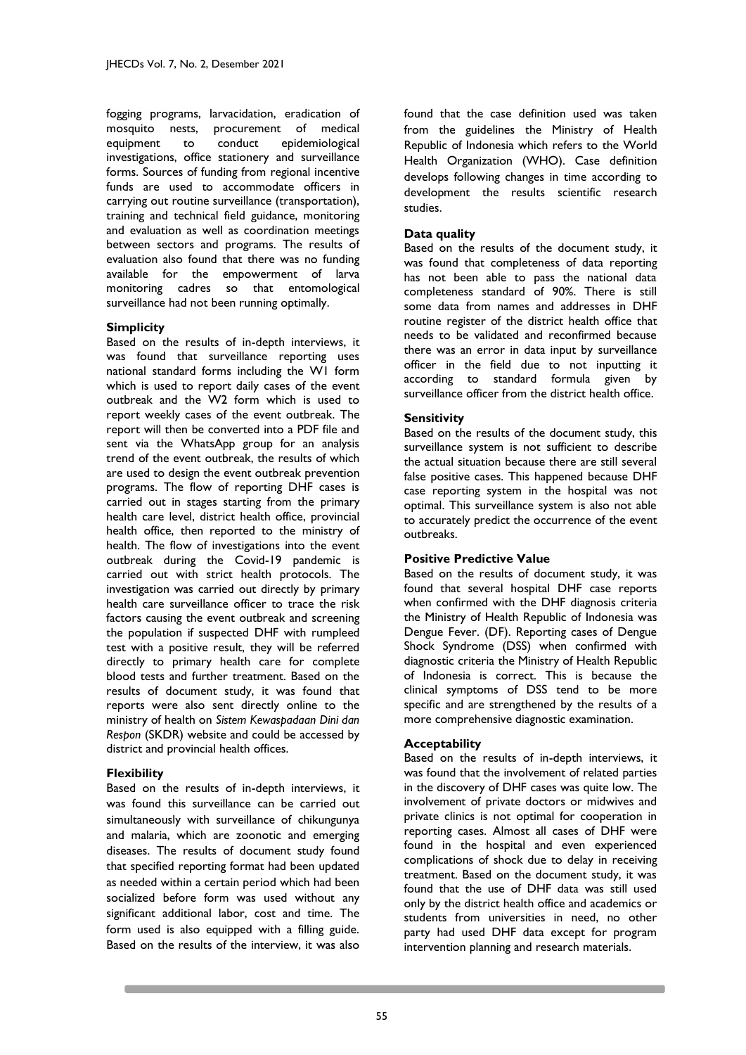fogging programs, larvacidation, eradication of mosquito nests, procurement of medical equipment to conduct epidemiological investigations, office stationery and surveillance forms. Sources of funding from regional incentive funds are used to accommodate officers in carrying out routine surveillance (transportation), training and technical field guidance, monitoring and evaluation as well as coordination meetings between sectors and programs. The results of evaluation also found that there was no funding available for the empowerment of larva monitoring cadres so that entomological surveillance had not been running optimally.

**Simplicity**

Based on the results of in-depth interviews, it was found that surveillance reporting uses national standard forms including the W1 form which is used to report daily cases of the event outbreak and the W2 form which is used to report weekly cases of the event outbreak. The report will then be converted into a PDF file and sent via the WhatsApp group for an analysis trend of the event outbreak, the results of which are used to design the event outbreak prevention programs. The flow of reporting DHF cases is carried out in stages starting from the primary health care level, district health office, provincial health office, then reported to the ministry of health. The flow of investigations into the event outbreak during the Covid-19 pandemic is carried out with strict health protocols. The investigation was carried out directly by primary health care surveillance officer to trace the risk factors causing the event outbreak and screening the population if suspected DHF with rumpleed test with a positive result, they will be referred directly to primary health care for complete blood tests and further treatment. Based on the results of document study, it was found that reports were also sent directly online to the ministry of health on *Sistem Kewaspadaan Dini dan Respon* (SKDR) website and could be accessed by district and provincial health offices.

**Flexibility**

Based on the results of in-depth interviews, it was found this surveillance can be carried out simultaneously with surveillance of chikungunya and malaria, which are zoonotic and emerging diseases. The results of document study found that specified reporting format had been updated as needed within a certain period which had been socialized before form was used without any significant additional labor, cost and time. The form used is also equipped with a filling guide. Based on the results of the interview, it was also found that the case definition used was taken from the guidelines the Ministry of Health Republic of Indonesia which refers to the World Health Organization (WHO). Case definition develops following changes in time according to development the results scientific research studies.

**Data quality**

Based on the results of the document study, it was found that completeness of data reporting has not been able to pass the national data completeness standard of 90%. There is still some data from names and addresses in DHF routine register of the district health office that needs to be validated and reconfirmed because there was an error in data input by surveillance officer in the field due to not inputting it according to standard formula given by surveillance officer from the district health office.

**Sensitivity**

Based on the results of the document study, this surveillance system is not sufficient to describe the actual situation because there are still several false positive cases. This happened because DHF case reporting system in the hospital was not optimal. This surveillance system is also not able to accurately predict the occurrence of the event outbreaks.

**Positive Predictive Value**

Based on the results of document study, it was found that several hospital DHF case reports when confirmed with the DHF diagnosis criteria the Ministry of Health Republic of Indonesia was Dengue Fever. (DF). Reporting cases of Dengue Shock Syndrome (DSS) when confirmed with diagnostic criteria the Ministry of Health Republic of Indonesia is correct. This is because the clinical symptoms of DSS tend to be more specific and are strengthened by the results of a more comprehensive diagnostic examination.

**Acceptability**

Based on the results of in-depth interviews, it was found that the involvement of related parties in the discovery of DHF cases was quite low. The involvement of private doctors or midwives and private clinics is not optimal for cooperation in reporting cases. Almost all cases of DHF were found in the hospital and even experienced complications of shock due to delay in receiving treatment. Based on the document study, it was found that the use of DHF data was still used only by the district health office and academics or students from universities in need, no other party had used DHF data except for program intervention planning and research materials.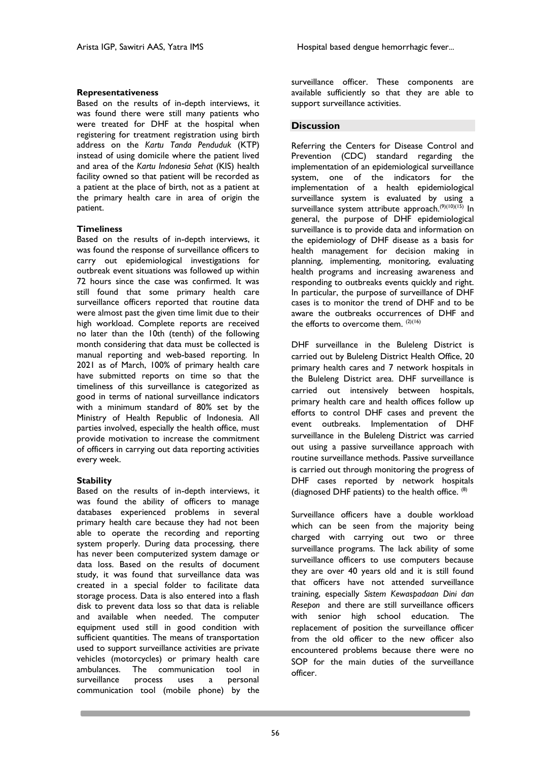### Representativeness

Based on the results of in-depth interviews, it was found there were still many patients who were treated for DHF at the hospital when registering for treatment registration using birth address on the *Kartu Tanda Penduduk* (KTP) instead of using domicile where the patient lived and area of the *Kartu Indonesia Sehat* (KIS) health facility owned so that patient will be recorded as a patient at the place of birth, not as a patient at the primary health care in area of origin the patient.

### Timeliness

Based on the results of in-depth interviews, it was found the response of surveillance officers to carry out epidemiological investigations for outbreak event situations was followed up within 72 hours since the case was confirmed. It was still found that some primary health care surveillance officers reported that routine data were almost past the given time limit due to their high workload. Complete reports are received no later than the 10th (tenth) of the following month considering that data must be collected is manual reporting and web-based reporting. In 2021 as of March, 100% of primary health care have submitted reports on time so that the timeliness of this surveillance is categorized as good in terms of national surveillance indicators with a minimum standard of 80% set by the Ministry of Health Republic of Indonesia. All parties involved, especially the health office, must provide motivation to increase the commitment of officers in carrying out data reporting activities every week.

### Stability

Based on the results of in-depth interviews, it was found the ability of officers to manage databases experienced problems in several primary health care because they had not been able to operate the recording and reporting system properly. During data processing, there has never been computerized system damage or data loss. Based on the results of document study, it was found that surveillance data was created in a special folder to facilitate data storage process. Data is also entered into a flash disk to prevent data loss so that data is reliable and available when needed. The computer equipment used still in good condition with sufficient quantities. The means of transportation used to support surveillance activities are private vehicles (motorcycles) or primary health care ambulances. The communication tool in surveillance process uses a personal communication tool (mobile phone) by the surveillance officer. These components are available sufficiently so that they are able to support surveillance activities.

## Discussion

Referring the Centers for Disease Control and Prevention (CDC) standard regarding the implementation of an epidemiological surveillance system, one of the indicators for the implementation of a health epidemiological surveillance system is evaluated by using a surveillance system attribute approach.[9][10][15] In general, the purpose of DHF epidemiological surveillance is to provide data and information on the epidemiology of DHF disease as a basis for health management for decision making in planning, implementing, monitoring, evaluating health programs and increasing awareness and responding to outbreaks events quickly and right. In particular, the purpose of surveillance of DHF cases is to monitor the trend of DHF and to be aware the outbreaks occurrences of DHF and the efforts to overcome them. [2][16]

DHF surveillance in the Buleleng District is carried out by Buleleng District Health Office, 20 primary health cares and 7 network hospitals in the Buleleng District area. DHF surveillance is carried out intensively between hospitals, primary health care and health offices follow up efforts to control DHF cases and prevent the event outbreaks. Implementation of DHF surveillance in the Buleleng District was carried out using a passive surveillance approach with routine surveillance methods. Passive surveillance is carried out through monitoring the progress of DHF cases reported by network hospitals (diagnosed DHF patients) to the health office. [8]

Surveillance officers have a double workload which can be seen from the majority being charged with carrying out two or three surveillance programs. The lack ability of some surveillance officers to use computers because they are over 40 years old and it is still found that officers have not attended surveillance training, especially *Sistem Kewaspadaan Dini dan Resepon* and there are still surveillance officers with senior high school education. The replacement of position the surveillance officer from the old officer to the new officer also encountered problems because there were no SOP for the main duties of the surveillance officer.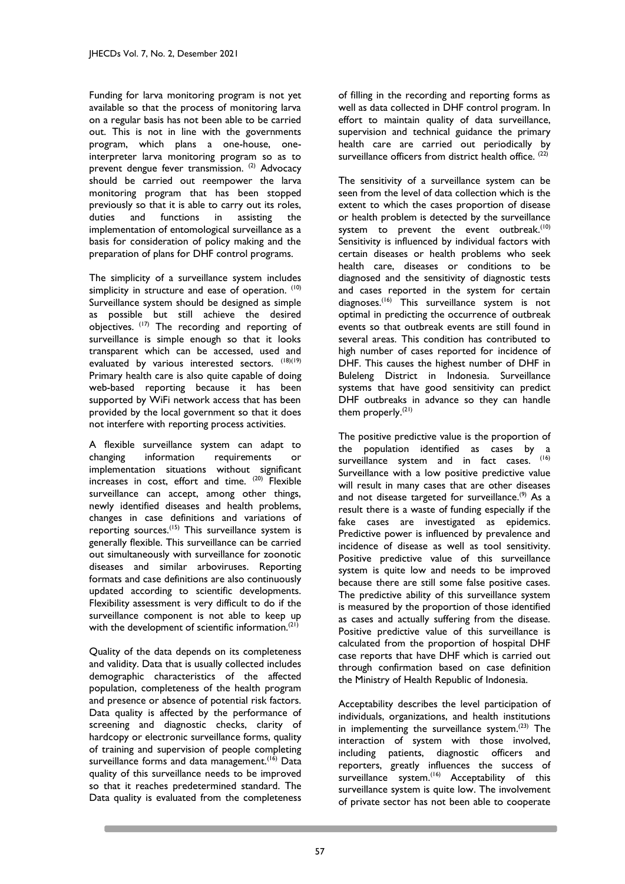Funding for larva monitoring program is not yet available so that the process of monitoring larva on a regular basis has not been able to be carried out. This is not in line with the governments program, which plans a one-house, one-interpreter larva monitoring program so as to prevent dengue fever transmission. [2] Advocacy should be carried out reempower the larva monitoring program that has been stopped previously so that it is able to carry out its roles, duties and functions in assisting the implementation of entomological surveillance as a basis for consideration of policy making and the preparation of plans for DHF control programs.

The simplicity of a surveillance system includes simplicity in structure and ease of operation. [10] Surveillance system should be designed as simple as possible but still achieve the desired objectives. [17] The recording and reporting of surveillance is simple enough so that it looks transparent which can be accessed, used and evaluated by various interested sectors. [18][19] Primary health care is also quite capable of doing web-based reporting because it has been supported by WiFi network access that has been provided by the local government so that it does not interfere with reporting process activities.

A flexible surveillance system can adapt to changing information requirements or implementation situations without significant increases in cost, effort and time. [20] Flexible surveillance can accept, among other things, newly identified diseases and health problems, changes in case definitions and variations of reporting sources.[15] This surveillance system is generally flexible. This surveillance can be carried out simultaneously with surveillance for zoonotic diseases and similar arboviruses. Reporting formats and case definitions are also continuously updated according to scientific developments. Flexibility assessment is very difficult to do if the surveillance component is not able to keep up with the development of scientific information.[21]

Quality of the data depends on its completeness and validity. Data that is usually collected includes demographic characteristics of the affected population, completeness of the health program and presence or absence of potential risk factors. Data quality is affected by the performance of screening and diagnostic checks, clarity of hardcopy or electronic surveillance forms, quality of training and supervision of people completing surveillance forms and data management.[16] Data quality of this surveillance needs to be improved so that it reaches predetermined standard. The Data quality is evaluated from the completeness of filling in the recording and reporting forms as well as data collected in DHF control program. In effort to maintain quality of data surveillance, supervision and technical guidance the primary health care are carried out periodically by surveillance officers from district health office. [22]

The sensitivity of a surveillance system can be seen from the level of data collection which is the extent to which the cases proportion of disease or health problem is detected by the surveillance system to prevent the event outbreak.[10] Sensitivity is influenced by individual factors with certain diseases or health problems who seek health care, diseases or conditions to be diagnosed and the sensitivity of diagnostic tests and cases reported in the system for certain diagnoses.[16] This surveillance system is not optimal in predicting the occurrence of outbreak events so that outbreak events are still found in several areas. This condition has contributed to high number of cases reported for incidence of DHF. This causes the highest number of DHF in Buleleng District in Indonesia. Surveillance systems that have good sensitivity can predict DHF outbreaks in advance so they can handle them properly.[21]

The positive predictive value is the proportion of the population identified as cases by a surveillance system and in fact cases. [16] Surveillance with a low positive predictive value will result in many cases that are other diseases and not disease targeted for surveillance.[9] As a result there is a waste of funding especially if the fake cases are investigated as epidemics. Predictive power is influenced by prevalence and incidence of disease as well as tool sensitivity. Positive predictive value of this surveillance system is quite low and needs to be improved because there are still some false positive cases. The predictive ability of this surveillance system is measured by the proportion of those identified as cases and actually suffering from the disease. Positive predictive value of this surveillance is calculated from the proportion of hospital DHF case reports that have DHF which is carried out through confirmation based on case definition the Ministry of Health Republic of Indonesia.

Acceptability describes the level participation of individuals, organizations, and health institutions in implementing the surveillance system.[23] The interaction of system with those involved, including patients, diagnostic officers and reporters, greatly influences the success of surveillance system.[16] Acceptability of this surveillance system is quite low. The involvement of private sector has not been able to cooperate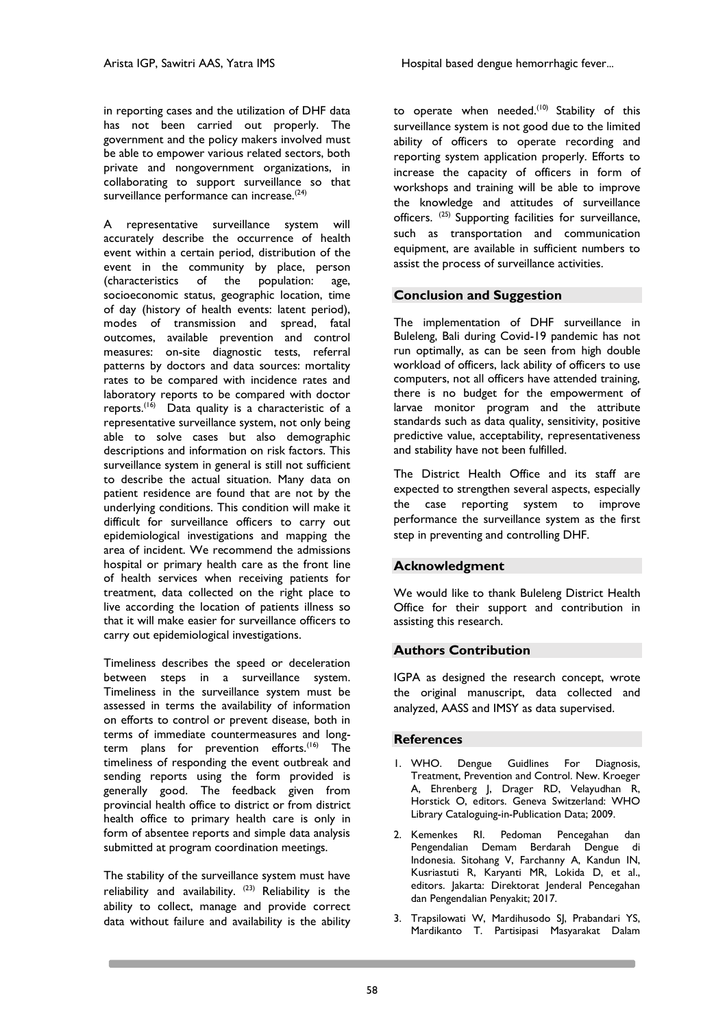in reporting cases and the utilization of DHF data has not been carried out properly. The government and the policy makers involved must be able to empower various related sectors, both private and nongovernment organizations, in collaborating to support surveillance so that surveillance performance can increase.[24]

A representative surveillance system will accurately describe the occurrence of health event within a certain period, distribution of the event in the community by place, person (characteristics of the population: age, socioeconomic status, geographic location, time of day (history of health events: latent period), modes of transmission and spread, fatal outcomes, available prevention and control measures: on-site diagnostic tests, referral patterns by doctors and data sources: mortality rates to be compared with incidence rates and laboratory reports to be compared with doctor reports.[16] Data quality is a characteristic of a representative surveillance system, not only being able to solve cases but also demographic descriptions and information on risk factors. This surveillance system in general is still not sufficient to describe the actual situation. Many data on patient residence are found that are not by the underlying conditions. This condition will make it difficult for surveillance officers to carry out epidemiological investigations and mapping the area of incident. We recommend the admissions hospital or primary health care as the front line of health services when receiving patients for treatment, data collected on the right place to live according the location of patients illness so that it will make easier for surveillance officers to carry out epidemiological investigations.

Timeliness describes the speed or deceleration between steps in a surveillance system. Timeliness in the surveillance system must be assessed in terms the availability of information on efforts to control or prevent disease, both in terms of immediate countermeasures and long-term plans for prevention efforts.[16] The timeliness of responding the event outbreak and sending reports using the form provided is generally good. The feedback given from provincial health office to district or from district health office to primary health care is only in form of absentee reports and simple data analysis submitted at program coordination meetings.

The stability of the surveillance system must have reliability and availability. [23] Reliability is the ability to collect, manage and provide correct data without failure and availability is the ability to operate when needed.[10] Stability of this surveillance system is not good due to the limited ability of officers to operate recording and reporting system application properly. Efforts to increase the capacity of officers in form of workshops and training will be able to improve the knowledge and attitudes of surveillance officers. [25] Supporting facilities for surveillance, such as transportation and communication equipment, are available in sufficient numbers to assist the process of surveillance activities.

## Conclusion and Suggestion

The implementation of DHF surveillance in Buleleng, Bali during Covid-19 pandemic has not run optimally, as can be seen from high double workload of officers, lack ability of officers to use computers, not all officers have attended training, there is no budget for the empowerment of larvae monitor program and the attribute standards such as data quality, sensitivity, positive predictive value, acceptability, representativeness and stability have not been fulfilled.

The District Health Office and its staff are expected to strengthen several aspects, especially the case reporting system to improve performance the surveillance system as the first step in preventing and controlling DHF.

## Acknowledgment

We would like to thank Buleleng District Health Office for their support and contribution in assisting this research.

## Authors Contribution

IGPA as designed the research concept, wrote the original manuscript, data collected and analyzed, AASS and IMSY as data supervised.

## References

1. WHO. Dengue Guidlines For Diagnosis, Treatment, Prevention and Control. New. Kroeger A, Ehrenberg J, Drager RD, Velayudhan R, Horstick O, editors. Geneva Switzerland: WHO Library Cataloguing-in-Publication Data; 2009.
2. Kemenkes RI. Pedoman Pencegahan dan Pengendalian Demam Berdarah Dengue di Indonesia. Sitohang V, Farchanny A, Kandun IN, Kusriastuti R, Karyanti MR, Lokida D, et al., editors. Jakarta: Direktorat Jenderal Pencegahan dan Pengendalian Penyakit; 2017.
3. Trapsilowati W, Mardihusodo SJ, Prabandari YS, Mardikanto T. Partisipasi Masyarakat Dalam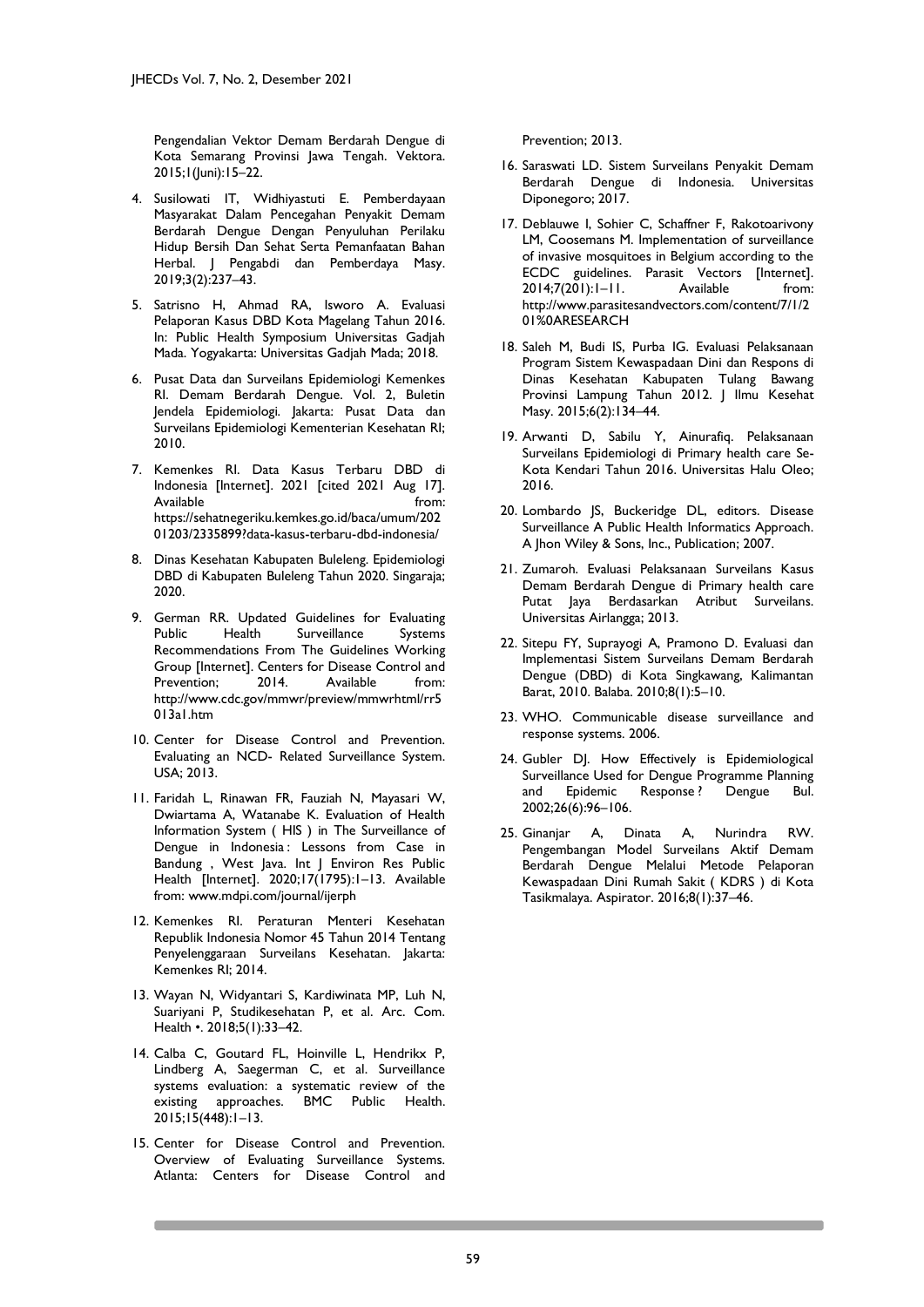Pengendalian Vektor Demam Berdarah Dengue di Kota Semarang Provinsi Jawa Tengah. Vektora. 2015;1(Juni):15–22.

4. Susilowati IT, Widhiyastuti E. Pemberdayaan Masyarakat Dalam Pencegahan Penyakit Demam Berdarah Dengue Dengan Penyuluhan Perilaku Hidup Bersih Dan Sehat Serta Pemanfaatan Bahan Herbal. J Pengabdi dan Pemberdaya Masy. 2019;3(2):237–43.

5. Satrisno H, Ahmad RA, Isworo A. Evaluasi Pelaporan Kasus DBD Kota Magelang Tahun 2016. In: Public Health Symposium Universitas Gadjah Mada. Yogyakarta: Universitas Gadjah Mada; 2018.

6. Pusat Data dan Surveilans Epidemiologi Kemenkes RI. Demam Berdarah Dengue. Vol. 2, Buletin Jendela Epidemiologi. Jakarta: Pusat Data dan Surveilans Epidemiologi Kementerian Kesehatan RI; 2010.

7. Kemenkes RI. Data Kasus Terbaru DBD di Indonesia [Internet]. 2021 [cited 2021 Aug 17]. Available from: https://sehatnegeriku.kemkes.go.id/baca/umum/20201203/2335899?data-kasus-terbaru-dbd-indonesia/

8. Dinas Kesehatan Kabupaten Buleleng. Epidemiologi DBD di Kabupaten Buleleng Tahun 2020. Singaraja; 2020.

9. German RR. Updated Guidelines for Evaluating Public Health Surveillance Systems Recommendations From The Guidelines Working Group [Internet]. Centers for Disease Control and Prevention; 2014. Available from: http://www.cdc.gov/mmwr/preview/mmwrhtml/rr5013a1.htm

10. Center for Disease Control and Prevention. Evaluating an NCD- Related Surveillance System. USA; 2013.

11. Faridah L, Rinawan FR, Fauziah N, Mayasari W, Dwiartama A, Watanabe K. Evaluation of Health Information System ( HIS ) in The Surveillance of Dengue in Indonesia : Lessons from Case in Bandung , West Java. Int J Environ Res Public Health [Internet]. 2020;17(1795):1–13. Available from: www.mdpi.com/journal/ijerph

12. Kemenkes RI. Peraturan Menteri Kesehatan Republik Indonesia Nomor 45 Tahun 2014 Tentang Penyelenggaraan Surveilans Kesehatan. Jakarta: Kemenkes RI; 2014.

13. Wayan N, Widyantari S, Kardiwinata MP, Luh N, Suariyani P, Studikesehatan P, et al. Arc. Com. Health •. 2018;5(1):33–42.

14. Calba C, Goutard FL, Hoinville L, Hendrikx P, Lindberg A, Saegerman C, et al. Surveillance systems evaluation: a systematic review of the existing approaches. BMC Public Health. 2015;15(448):1–13.

15. Center for Disease Control and Prevention. Overview of Evaluating Surveillance Systems. Atlanta: Centers for Disease Control and Prevention; 2013.

16. Saraswati LD. Sistem Surveilans Penyakit Demam Berdarah Dengue di Indonesia. Universitas Diponegoro; 2017.

17. Deblauwe I, Sohier C, Schaffner F, Rakotoarivony LM, Coosemans M. Implementation of surveillance of invasive mosquitoes in Belgium according to the ECDC guidelines. Parasit Vectors [Internet]. 2014;7(201):1–11. Available from: http://www.parasitesandvectors.com/content/7/1/201%0ARESEARCH

18. Saleh M, Budi IS, Purba IG. Evaluasi Pelaksanaan Program Sistem Kewaspadaan Dini dan Respons di Dinas Kesehatan Kabupaten Tulang Bawang Provinsi Lampung Tahun 2012. J Ilmu Kesehat Masy. 2015;6(2):134–44.

19. Arwanti D, Sabilu Y, Ainurafiq. Pelaksanaan Surveilans Epidemiologi di Primary health care Se-Kota Kendari Tahun 2016. Universitas Halu Oleo; 2016.

20. Lombardo JS, Buckeridge DL, editors. Disease Surveillance A Public Health Informatics Approach. A Jhon Wiley & Sons, Inc., Publication; 2007.

21. Zumaroh. Evaluasi Pelaksanaan Surveilans Kasus Demam Berdarah Dengue di Primary health care Putat Jaya Berdasarkan Atribut Surveilans. Universitas Airlangga; 2013.

22. Sitepu FY, Suprayogi A, Pramono D. Evaluasi dan Implementasi Sistem Surveilans Demam Berdarah Dengue (DBD) di Kota Singkawang, Kalimantan Barat, 2010. Balaba. 2010;8(1):5–10.

23. WHO. Communicable disease surveillance and response systems. 2006.

24. Gubler DJ. How Effectively is Epidemiological Surveillance Used for Dengue Programme Planning and Epidemic Response ? Dengue Bul. 2002;26(6):96–106.

25. Ginanjar A, Dinata A, Nurindra RW. Pengembangan Model Surveilans Aktif Demam Berdarah Dengue Melalui Metode Pelaporan Kewaspadaan Dini Rumah Sakit ( KDRS ) di Kota Tasikmalaya. Aspirator. 2016;8(1):37–46.